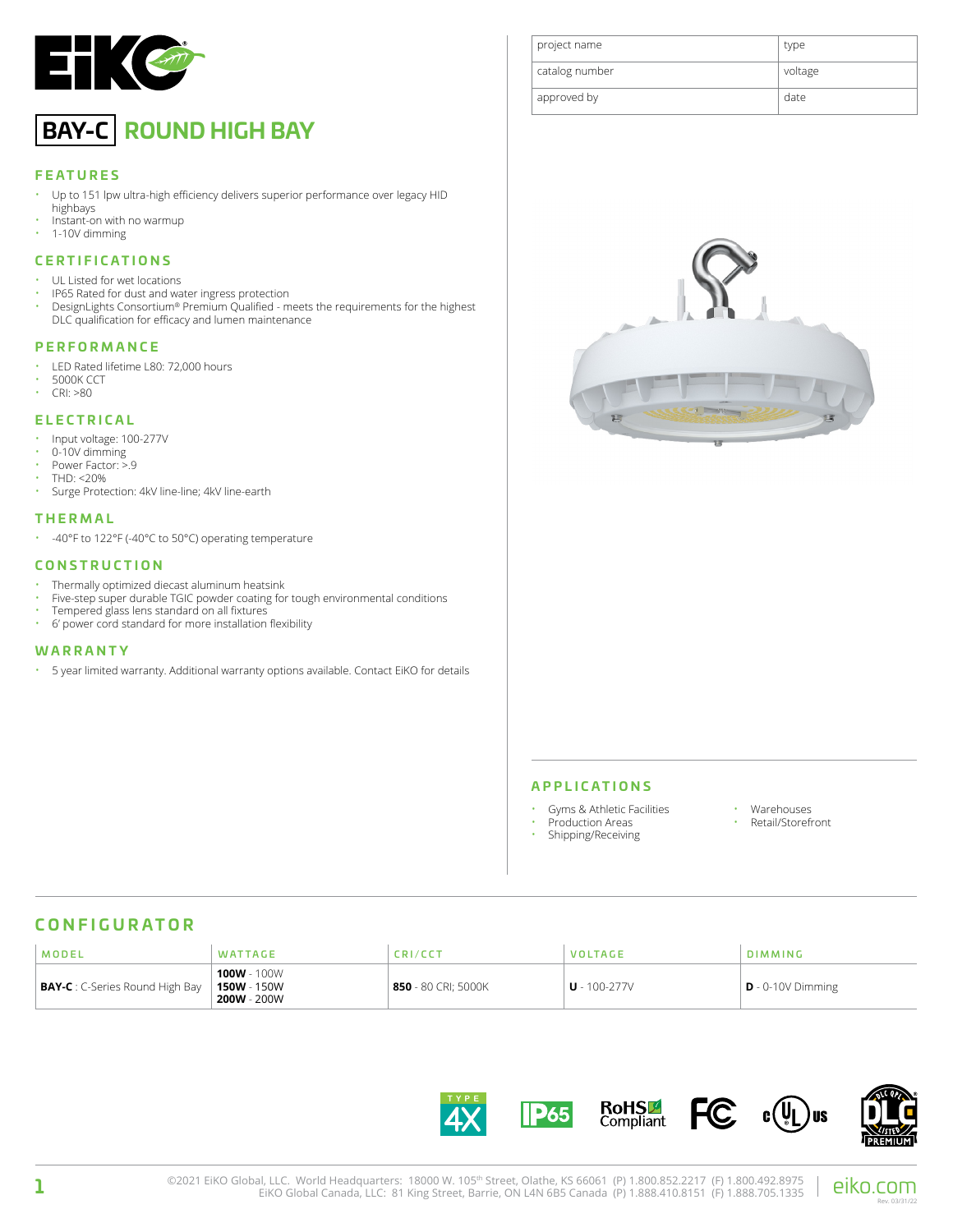# BAY-C ROUND HIGH BAY

| project name | type |
|---|---|
| catalog number | voltage |
| approved by | date |

## FEATURES

- Up to 151 lpw ultra-high efficiency delivers superior performance over legacy HID highbays
- Instant-on with no warmup
- 1-10V dimming

## CERTIFICATIONS

- UL Listed for wet locations
- IP65 Rated for dust and water ingress protection
- DesignLights Consortium® Premium Qualified - meets the requirements for the highest DLC qualification for efficacy and lumen maintenance

## PERFORMANCE

- LED Rated lifetime L80: 72,000 hours
- 5000K CCT
- CRI: >80

## ELECTRICAL

- Input voltage: 100-277V
- 0-10V dimming
- Power Factor: >.9
- THD: <20%
- Surge Protection: 4kV line-line; 4kV line-earth

## THERMAL

- -40°F to 122°F (-40°C to 50°C) operating temperature

## CONSTRUCTION

- Thermally optimized diecast aluminum heatsink
- Five-step super durable TGIC powder coating for tough environmental conditions
- Tempered glass lens standard on all fixtures
- 6' power cord standard for more installation flexibility

## WARRANTY

- 5 year limited warranty. Additional warranty options available. Contact EiKO for details

## APPLICATIONS

- Gyms & Athletic Facilities
- Production Areas
- Shipping/Receiving
- Warehouses
- Retail/Storefront

## CONFIGURATOR

| MODEL | WATTAGE | CRI/CCT | VOLTAGE | DIMMING |
|---|---|---|---|---|
| **BAY-C** : C-Series Round High Bay | **100W** - 100W<br>**150W** - 150W<br>**200W** - 200W | **850** - 80 CRI; 5000K | **U** - 100-277V | **D** - 0-10V Dimming |

©2021 EiKO Global, LLC. World Headquarters: 18000 W. 105th Street, Olathe, KS 66061 (P) 1.800.852.2217 (F) 1.800.492.8975
EiKO Global Canada, LLC: 81 King Street, Barrie, ON L4N 6B5 Canada (P) 1.888.410.8151 (F) 1.888.705.1335

eiko.com

Rev. 03/31/22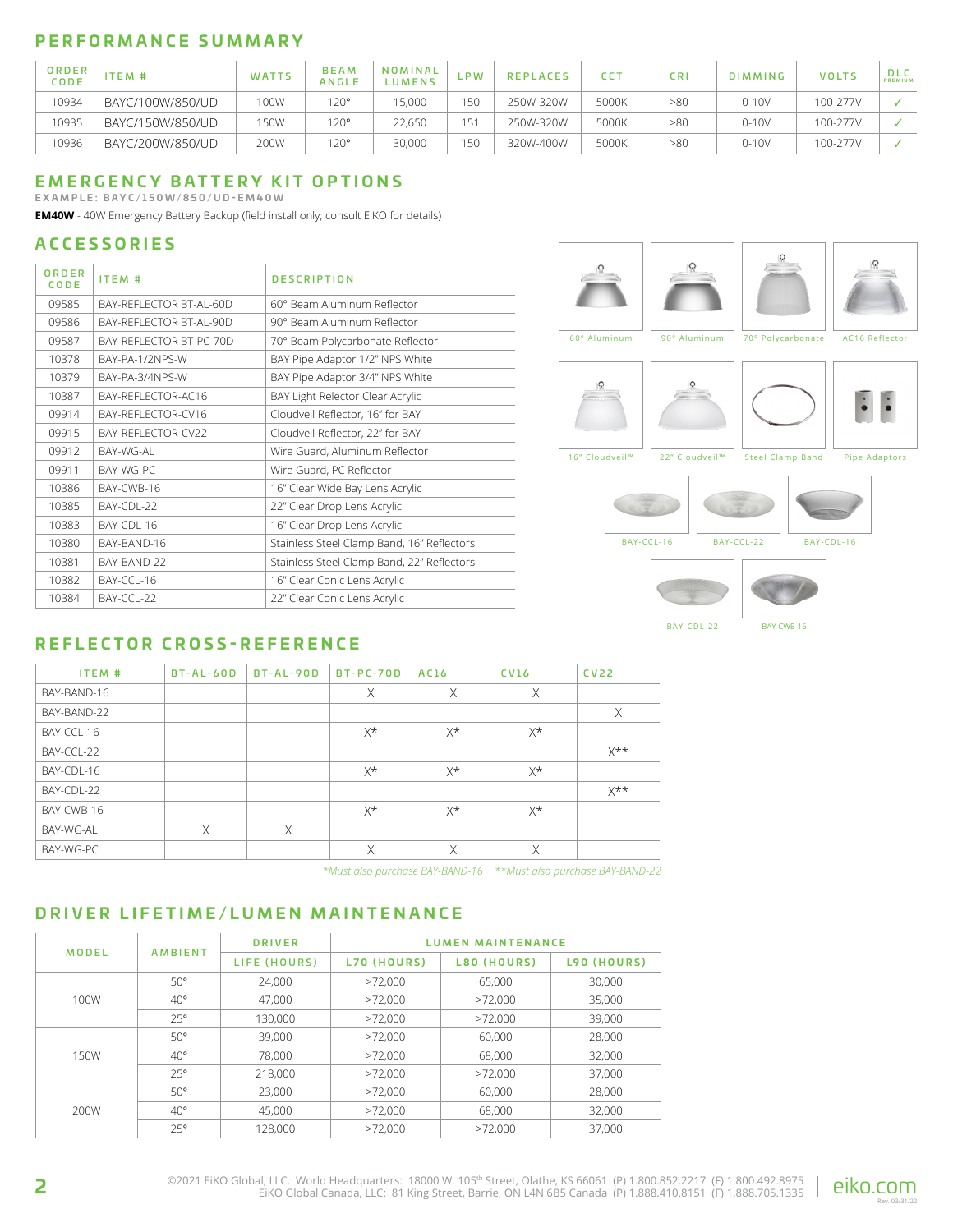## PERFORMANCE SUMMARY

| ORDER CODE | ITEM # | WATTS | BEAM ANGLE | NOMINAL LUMENS | LPW | REPLACES | CCT | CRI | DIMMING | VOLTS | DLC PREMIUM |
|---|---|---|---|---|---|---|---|---|---|---|---|
| 10934 | BAYC/100W/850/UD | 100W | 120° | 15,000 | 150 | 250W-320W | 5000K | >80 | 0-10V | 100-277V | ✓ |
| 10935 | BAYC/150W/850/UD | 150W | 120° | 22,650 | 151 | 250W-320W | 5000K | >80 | 0-10V | 100-277V | ✓ |
| 10936 | BAYC/200W/850/UD | 200W | 120° | 30,000 | 150 | 320W-400W | 5000K | >80 | 0-10V | 100-277V | ✓ |

## EMERGENCY BATTERY KIT OPTIONS

EXAMPLE: BAYC/150W/850/UD-EM40W

**EM40W** - 40W Emergency Battery Backup (field install only; consult EiKO for details)

## ACCESSORIES

| ORDER CODE | ITEM # | DESCRIPTION |
|---|---|---|
| 09585 | BAY-REFLECTOR BT-AL-60D | 60° Beam Aluminum Reflector |
| 09586 | BAY-REFLECTOR BT-AL-90D | 90° Beam Aluminum Reflector |
| 09587 | BAY-REFLECTOR BT-PC-70D | 70° Beam Polycarbonate Reflector |
| 10378 | BAY-PA-1/2NPS-W | BAY Pipe Adaptor 1/2" NPS White |
| 10379 | BAY-PA-3/4NPS-W | BAY Pipe Adaptor 3/4" NPS White |
| 10387 | BAY-REFLECTOR-AC16 | BAY Light Relector Clear Acrylic |
| 09914 | BAY-REFLECTOR-CV16 | Cloudveil Reflector, 16" for BAY |
| 09915 | BAY-REFLECTOR-CV22 | Cloudveil Reflector, 22" for BAY |
| 09912 | BAY-WG-AL | Wire Guard, Aluminum Reflector |
| 09911 | BAY-WG-PC | Wire Guard, PC Reflector |
| 10386 | BAY-CWB-16 | 16" Clear Wide Bay Lens Acrylic |
| 10385 | BAY-CDL-22 | 22" Clear Drop Lens Acrylic |
| 10383 | BAY-CDL-16 | 16" Clear Drop Lens Acrylic |
| 10380 | BAY-BAND-16 | Stainless Steel Clamp Band, 16" Reflectors |
| 10381 | BAY-BAND-22 | Stainless Steel Clamp Band, 22" Reflectors |
| 10382 | BAY-CCL-16 | 16" Clear Conic Lens Acrylic |
| 10384 | BAY-CCL-22 | 22" Clear Conic Lens Acrylic |

60° Aluminum | 90° Aluminum | 70° Polycarbonate | AC16 Reflector

16" Cloudveil™ | 22" Cloudveil™ | Steel Clamp Band | Pipe Adaptors

BAY-CCL-16 | BAY-CCL-22 | BAY-CDL-16

BAY-CDL-22 | BAY-CWB-16

## REFLECTOR CROSS-REFERENCE

| ITEM # | BT-AL-60D | BT-AL-90D | BT-PC-70D | AC16 | CV16 | CV22 |
|---|---|---|---|---|---|---|
| BAY-BAND-16 | | | X | X | X | |
| BAY-BAND-22 | | | | | | X |
| BAY-CCL-16 | | | X* | X* | X* | |
| BAY-CCL-22 | | | | | | X** |
| BAY-CDL-16 | | | X* | X* | X* | |
| BAY-CDL-22 | | | | | | X** |
| BAY-CWB-16 | | | X* | X* | X* | |
| BAY-WG-AL | X | X | | | | |
| BAY-WG-PC | | | X | X | X | |

*\*Must also purchase BAY-BAND-16　\*\*Must also purchase BAY-BAND-22*

## DRIVER LIFETIME/LUMEN MAINTENANCE

| MODEL | AMBIENT | DRIVER | LUMEN MAINTENANCE | | |
|---|---|---|---|---|---|
| | | LIFE (HOURS) | L70 (HOURS) | L80 (HOURS) | L90 (HOURS) |
| 100W | 50° | 24,000 | >72,000 | 65,000 | 30,000 |
| | 40° | 47,000 | >72,000 | >72,000 | 35,000 |
| | 25° | 130,000 | >72,000 | >72,000 | 39,000 |
| 150W | 50° | 39,000 | >72,000 | 60,000 | 28,000 |
| | 40° | 78,000 | >72,000 | 68,000 | 32,000 |
| | 25° | 218,000 | >72,000 | >72,000 | 37,000 |
| 200W | 50° | 23,000 | >72,000 | 60,000 | 28,000 |
| | 40° | 45,000 | >72,000 | 68,000 | 32,000 |
| | 25° | 128,000 | >72,000 | >72,000 | 37,000 |

©2021 EiKO Global, LLC. World Headquarters: 18000 W. 105th Street, Olathe, KS 66061 (P) 1.800.852.2217 (F) 1.800.492.8975
EiKO Global Canada, LLC: 81 King Street, Barrie, ON L4N 6B5 Canada (P) 1.888.410.8151 (F) 1.888.705.1335 | eiko.com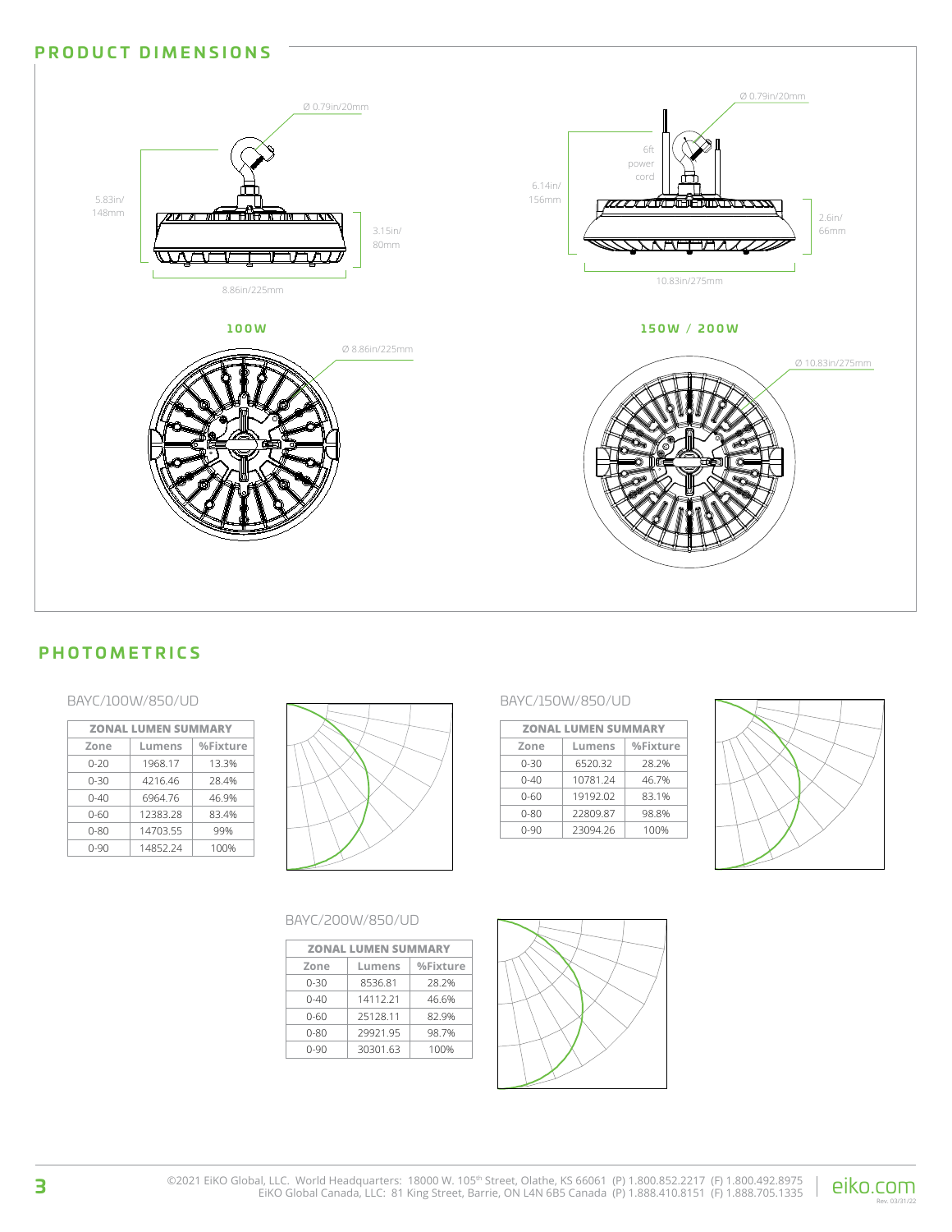## PRODUCT DIMENSIONS

Ø 0.79in/20mm

5.83in/
148mm

3.15in/
80mm

8.86in/225mm

**100W**

Ø 8.86in/225mm

Ø 0.79in/20mm

6ft
power
cord

6.14in/
156mm

2.6in/
66mm

10.83in/275mm

**150W / 200W**

Ø 10.83in/275mm

## PHOTOMETRICS

BAYC/100W/850/UD

| ZONAL LUMEN SUMMARY | | |
|---|---|---|
| **Zone** | **Lumens** | **%Fixture** |
| 0-20 | 1968.17 | 13.3% |
| 0-30 | 4216.46 | 28.4% |
| 0-40 | 6964.76 | 46.9% |
| 0-60 | 12383.28 | 83.4% |
| 0-80 | 14703.55 | 99% |
| 0-90 | 14852.24 | 100% |

BAYC/150W/850/UD

| ZONAL LUMEN SUMMARY | | |
|---|---|---|
| **Zone** | **Lumens** | **%Fixture** |
| 0-30 | 6520.32 | 28.2% |
| 0-40 | 10781.24 | 46.7% |
| 0-60 | 19192.02 | 83.1% |
| 0-80 | 22809.87 | 98.8% |
| 0-90 | 23094.26 | 100% |

BAYC/200W/850/UD

| ZONAL LUMEN SUMMARY | | |
|---|---|---|
| **Zone** | **Lumens** | **%Fixture** |
| 0-30 | 8536.81 | 28.2% |
| 0-40 | 14112.21 | 46.6% |
| 0-60 | 25128.11 | 82.9% |
| 0-80 | 29921.95 | 98.7% |
| 0-90 | 30301.63 | 100% |

©2021 EiKO Global, LLC. World Headquarters: 18000 W. 105th Street, Olathe, KS 66061 (P) 1.800.852.2217 (F) 1.800.492.8975
EiKO Global Canada, LLC: 81 King Street, Barrie, ON L4N 6B5 Canada (P) 1.888.410.8151 (F) 1.888.705.1335

eiko.com
Rev. 03/31/22